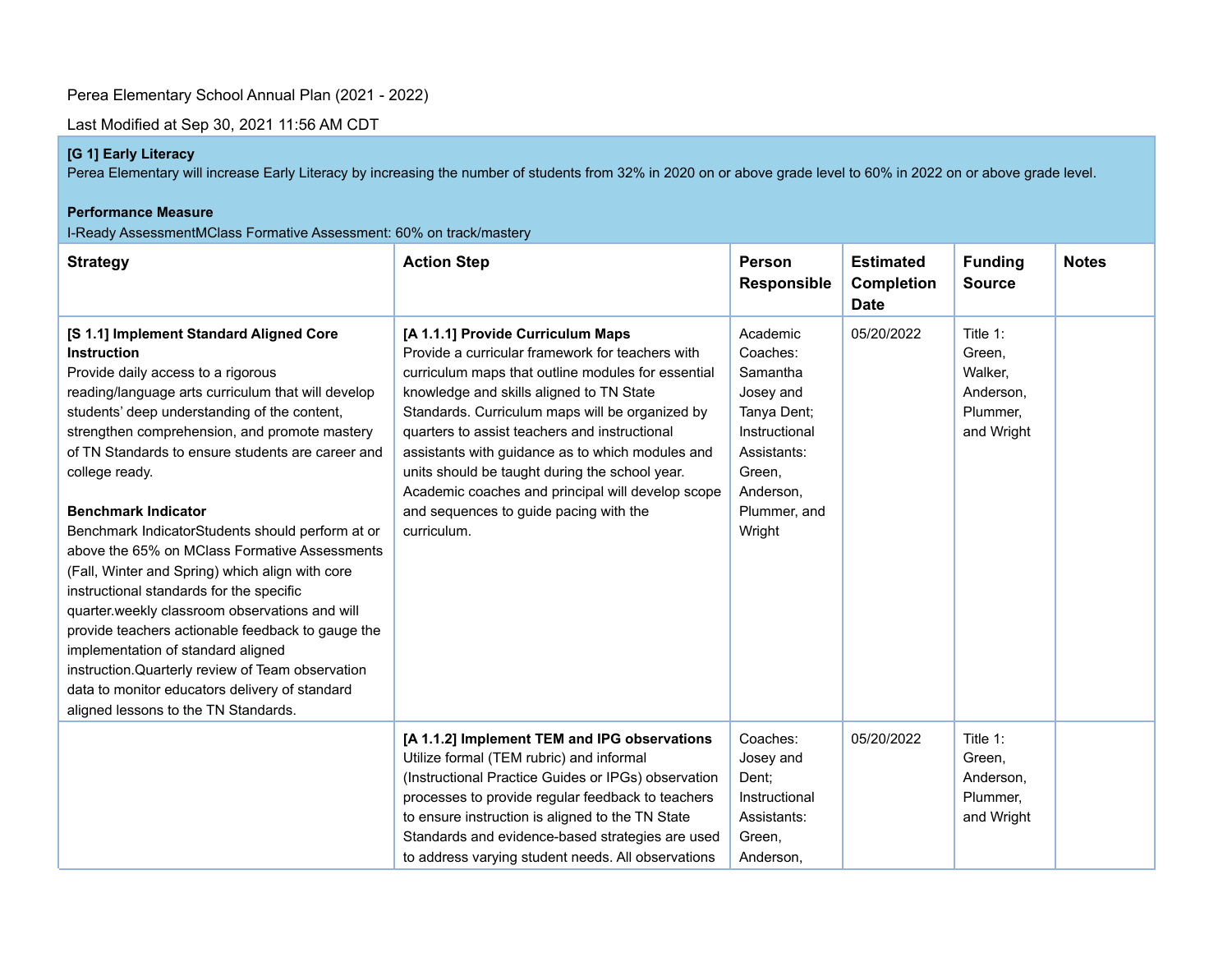Perea Elementary School Annual Plan (2021 - 2022)

Last Modified at Sep 30, 2021 11:56 AM CDT

**[G 1] Early Literacy**
Perea Elementary will increase Early Literacy by increasing the number of students from 32% in 2020 on or above grade level to 60% in 2022 on or above grade level.

**Performance Measure**
I-Ready AssessmentMClass Formative Assessment: 60% on track/mastery

| Strategy | Action Step | Person Responsible | Estimated Completion Date | Funding Source | Notes |
|---|---|---|---|---|---|
| **[S 1.1] Implement Standard Aligned Core Instruction**<br>Provide daily access to a rigorous reading/language arts curriculum that will develop students' deep understanding of the content, strengthen comprehension, and promote mastery of TN Standards to ensure students are career and college ready.<br><br>**Benchmark Indicator**<br>Benchmark IndicatorStudents should perform at or above the 65% on MClass Formative Assessments (Fall, Winter and Spring) which align with core instructional standards for the specific quarter.weekly classroom observations and will provide teachers actionable feedback to gauge the implementation of standard aligned instruction.Quarterly review of Team observation data to monitor educators delivery of standard aligned lessons to the TN Standards. | **[A 1.1.1] Provide Curriculum Maps**<br>Provide a curricular framework for teachers with curriculum maps that outline modules for essential knowledge and skills aligned to TN State Standards. Curriculum maps will be organized by quarters to assist teachers and instructional assistants with guidance as to which modules and units should be taught during the school year. Academic coaches and principal will develop scope and sequences to guide pacing with the curriculum. | Academic Coaches: Samantha Josey and Tanya Dent; Instructional Assistants: Green, Anderson, Plummer, and Wright | 05/20/2022 | Title 1: Green, Walker, Anderson, Plummer, and Wright | |
| | **[A 1.1.2] Implement TEM and IPG observations**<br>Utilize formal (TEM rubric) and informal (Instructional Practice Guides or IPGs) observation processes to provide regular feedback to teachers to ensure instruction is aligned to the TN State Standards and evidence-based strategies are used to address varying student needs. All observations | Coaches: Josey and Dent; Instructional Assistants: Green, Anderson, | 05/20/2022 | Title 1: Green, Anderson, Plummer, and Wright | |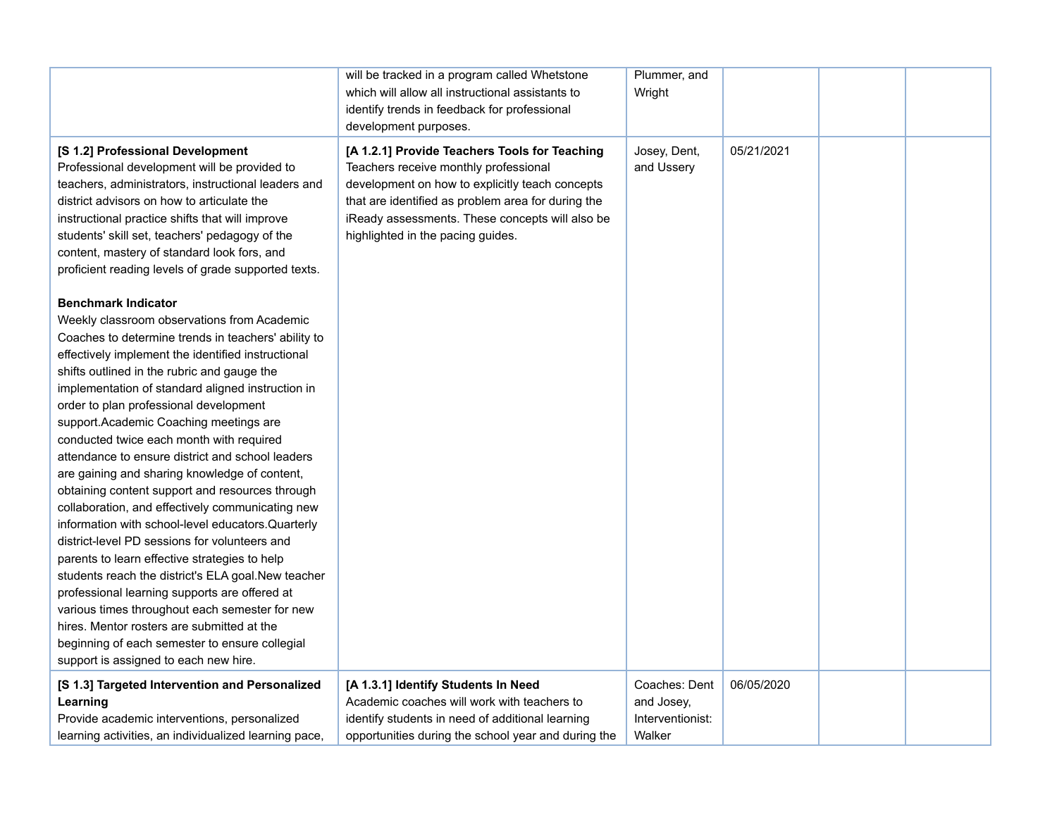| | | | | | |
|---|---|---|---|---|---|
| | will be tracked in a program called Whetstone which will allow all instructional assistants to identify trends in feedback for professional development purposes. | Plummer, and Wright | | | |
| **[S 1.2] Professional Development**<br>Professional development will be provided to teachers, administrators, instructional leaders and district advisors on how to articulate the instructional practice shifts that will improve students' skill set, teachers' pedagogy of the content, mastery of standard look fors, and proficient reading levels of grade supported texts.<br><br>**Benchmark Indicator**<br>Weekly classroom observations from Academic Coaches to determine trends in teachers' ability to effectively implement the identified instructional shifts outlined in the rubric and gauge the implementation of standard aligned instruction in order to plan professional development support.Academic Coaching meetings are conducted twice each month with required attendance to ensure district and school leaders are gaining and sharing knowledge of content, obtaining content support and resources through collaboration, and effectively communicating new information with school-level educators.Quarterly district-level PD sessions for volunteers and parents to learn effective strategies to help students reach the district's ELA goal.New teacher professional learning supports are offered at various times throughout each semester for new hires. Mentor rosters are submitted at the beginning of each semester to ensure collegial support is assigned to each new hire. | **[A 1.2.1] Provide Teachers Tools for Teaching**<br>Teachers receive monthly professional development on how to explicitly teach concepts that are identified as problem area for during the iReady assessments. These concepts will also be highlighted in the pacing guides. | Josey, Dent, and Ussery | 05/21/2021 | | |
| **[S 1.3] Targeted Intervention and Personalized Learning**<br>Provide academic interventions, personalized learning activities, an individualized learning pace, | **[A 1.3.1] Identify Students In Need**<br>Academic coaches will work with teachers to identify students in need of additional learning opportunities during the school year and during the | Coaches: Dent and Josey, Interventionist: Walker | 06/05/2020 | | |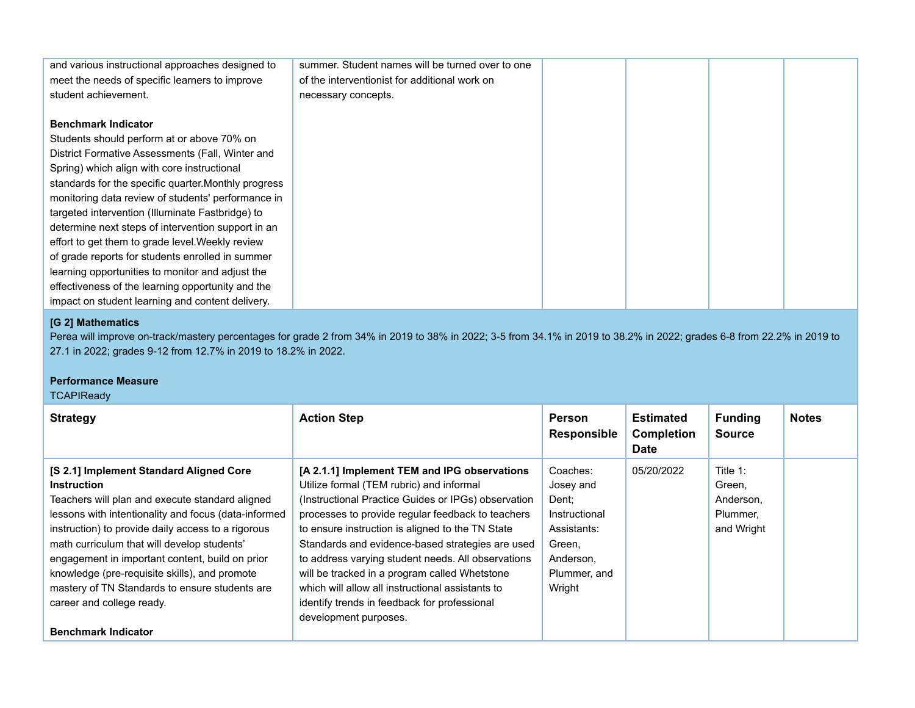| | | | | | |
|---|---|---|---|---|---|
| and various instructional approaches designed to meet the needs of specific learners to improve student achievement.<br><br>**Benchmark Indicator**<br>Students should perform at or above 70% on District Formative Assessments (Fall, Winter and Spring) which align with core instructional standards for the specific quarter.Monthly progress monitoring data review of students' performance in targeted intervention (Illuminate Fastbridge) to determine next steps of intervention support in an effort to get them to grade level.Weekly review of grade reports for students enrolled in summer learning opportunities to monitor and adjust the effectiveness of the learning opportunity and the impact on student learning and content delivery. | summer. Student names will be turned over to one of the interventionist for additional work on necessary concepts. | | | | |

**[G 2] Mathematics**
Perea will improve on-track/mastery percentages for grade 2 from 34% in 2019 to 38% in 2022; 3-5 from 34.1% in 2019 to 38.2% in 2022; grades 6-8 from 22.2% in 2019 to 27.1 in 2022; grades 9-12 from 12.7% in 2019 to 18.2% in 2022.

**Performance Measure**
TCAPIReady

| Strategy | Action Step | Person Responsible | Estimated Completion Date | Funding Source | Notes |
|---|---|---|---|---|---|
| **[S 2.1] Implement Standard Aligned Core Instruction**<br>Teachers will plan and execute standard aligned lessons with intentionality and focus (data-informed instruction) to provide daily access to a rigorous math curriculum that will develop students' engagement in important content, build on prior knowledge (pre-requisite skills), and promote mastery of TN Standards to ensure students are career and college ready.<br><br>**Benchmark Indicator** | **[A 2.1.1] Implement TEM and IPG observations**<br>Utilize formal (TEM rubric) and informal (Instructional Practice Guides or IPGs) observation processes to provide regular feedback to teachers to ensure instruction is aligned to the TN State Standards and evidence-based strategies are used to address varying student needs. All observations will be tracked in a program called Whetstone which will allow all instructional assistants to identify trends in feedback for professional development purposes. | Coaches: Josey and Dent; Instructional Assistants: Green, Anderson, Plummer, and Wright | 05/20/2022 | Title 1: Green, Anderson, Plummer, and Wright | |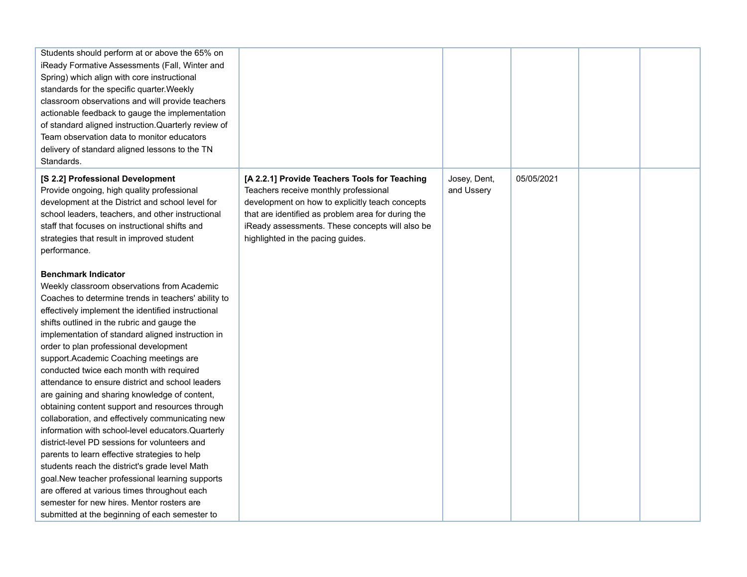| | | | | | |
|---|---|---|---|---|---|
| Students should perform at or above the 65% on iReady Formative Assessments (Fall, Winter and Spring) which align with core instructional standards for the specific quarter.Weekly classroom observations and will provide teachers actionable feedback to gauge the implementation of standard aligned instruction.Quarterly review of Team observation data to monitor educators delivery of standard aligned lessons to the TN Standards. | | | | | |
| **[S 2.2] Professional Development**<br>Provide ongoing, high quality professional development at the District and school level for school leaders, teachers, and other instructional staff that focuses on instructional shifts and strategies that result in improved student performance.<br><br>**Benchmark Indicator**<br>Weekly classroom observations from Academic Coaches to determine trends in teachers' ability to effectively implement the identified instructional shifts outlined in the rubric and gauge the implementation of standard aligned instruction in order to plan professional development support.Academic Coaching meetings are conducted twice each month with required attendance to ensure district and school leaders are gaining and sharing knowledge of content, obtaining content support and resources through collaboration, and effectively communicating new information with school-level educators.Quarterly district-level PD sessions for volunteers and parents to learn effective strategies to help students reach the district's grade level Math goal.New teacher professional learning supports are offered at various times throughout each semester for new hires. Mentor rosters are submitted at the beginning of each semester to | **[A 2.2.1] Provide Teachers Tools for Teaching**<br>Teachers receive monthly professional development on how to explicitly teach concepts that are identified as problem area for during the iReady assessments. These concepts will also be highlighted in the pacing guides. | Josey, Dent, and Ussery | 05/05/2021 | | |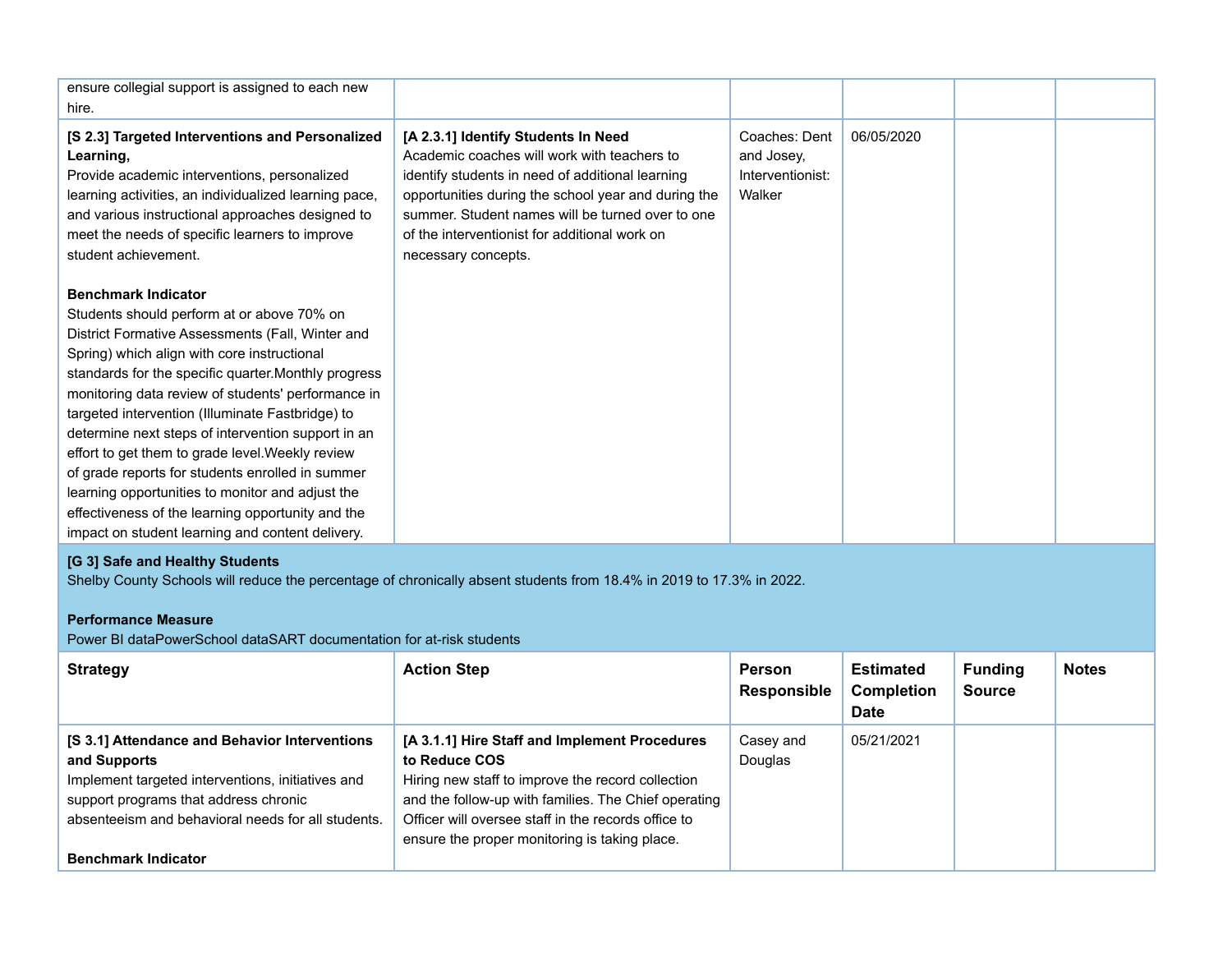| | | | | | |
|---|---|---|---|---|---|
| ensure collegial support is assigned to each new hire. | | | | | |
| **[S 2.3] Targeted Interventions and Personalized Learning,**<br>Provide academic interventions, personalized learning activities, an individualized learning pace, and various instructional approaches designed to meet the needs of specific learners to improve student achievement.<br><br>**Benchmark Indicator**<br>Students should perform at or above 70% on District Formative Assessments (Fall, Winter and Spring) which align with core instructional standards for the specific quarter.Monthly progress monitoring data review of students' performance in targeted intervention (Illuminate Fastbridge) to determine next steps of intervention support in an effort to get them to grade level.Weekly review of grade reports for students enrolled in summer learning opportunities to monitor and adjust the effectiveness of the learning opportunity and the impact on student learning and content delivery. | **[A 2.3.1] Identify Students In Need**<br>Academic coaches will work with teachers to identify students in need of additional learning opportunities during the school year and during the summer. Student names will be turned over to one of the interventionist for additional work on necessary concepts. | Coaches: Dent and Josey, Interventionist: Walker | 06/05/2020 | | |

**[G 3] Safe and Healthy Students**
Shelby County Schools will reduce the percentage of chronically absent students from 18.4% in 2019 to 17.3% in 2022.

**Performance Measure**
Power BI dataPowerSchool dataSART documentation for at-risk students

| Strategy | Action Step | Person Responsible | Estimated Completion Date | Funding Source | Notes |
|---|---|---|---|---|---|
| **[S 3.1] Attendance and Behavior Interventions and Supports**<br>Implement targeted interventions, initiatives and support programs that address chronic absenteeism and behavioral needs for all students.<br><br>**Benchmark Indicator** | **[A 3.1.1] Hire Staff and Implement Procedures to Reduce COS**<br>Hiring new staff to improve the record collection and the follow-up with families. The Chief operating Officer will oversee staff in the records office to ensure the proper monitoring is taking place. | Casey and Douglas | 05/21/2021 | | |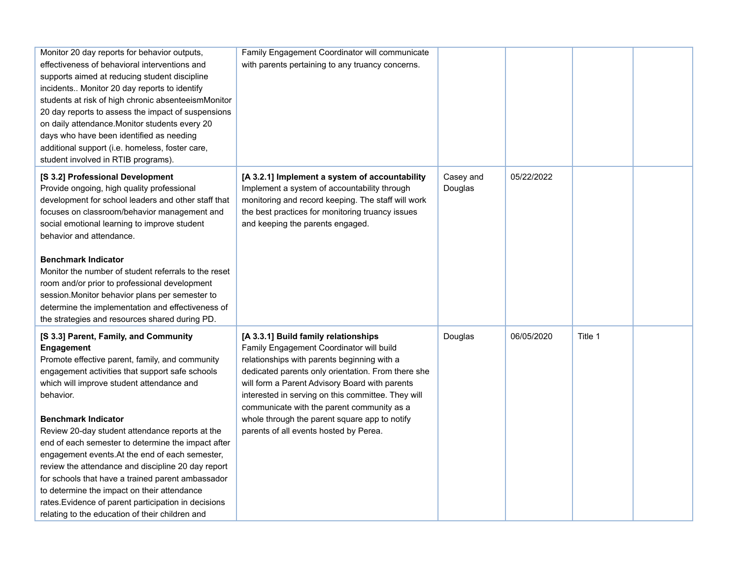| | | | | | |
|---|---|---|---|---|---|
| Monitor 20 day reports for behavior outputs, effectiveness of behavioral interventions and supports aimed at reducing student discipline incidents.. Monitor 20 day reports to identify students at risk of high chronic absenteeismMonitor 20 day reports to assess the impact of suspensions on daily attendance.Monitor students every 20 days who have been identified as needing additional support (i.e. homeless, foster care, student involved in RTIB programs). | Family Engagement Coordinator will communicate with parents pertaining to any truancy concerns. | | | | |
| **[S 3.2] Professional Development**<br>Provide ongoing, high quality professional development for school leaders and other staff that focuses on classroom/behavior management and social emotional learning to improve student behavior and attendance.<br><br>**Benchmark Indicator**<br>Monitor the number of student referrals to the reset room and/or prior to professional development session.Monitor behavior plans per semester to determine the implementation and effectiveness of the strategies and resources shared during PD. | **[A 3.2.1] Implement a system of accountability**<br>Implement a system of accountability through monitoring and record keeping. The staff will work the best practices for monitoring truancy issues and keeping the parents engaged. | Casey and Douglas | 05/22/2022 | | |
| **[S 3.3] Parent, Family, and Community Engagement**<br>Promote effective parent, family, and community engagement activities that support safe schools which will improve student attendance and behavior.<br><br>**Benchmark Indicator**<br>Review 20-day student attendance reports at the end of each semester to determine the impact after engagement events.At the end of each semester, review the attendance and discipline 20 day report for schools that have a trained parent ambassador to determine the impact on their attendance rates.Evidence of parent participation in decisions relating to the education of their children and | **[A 3.3.1] Build family relationships**<br>Family Engagement Coordinator will build relationships with parents beginning with a dedicated parents only orientation. From there she will form a Parent Advisory Board with parents interested in serving on this committee. They will communicate with the parent community as a whole through the parent square app to notify parents of all events hosted by Perea. | Douglas | 06/05/2020 | Title 1 | |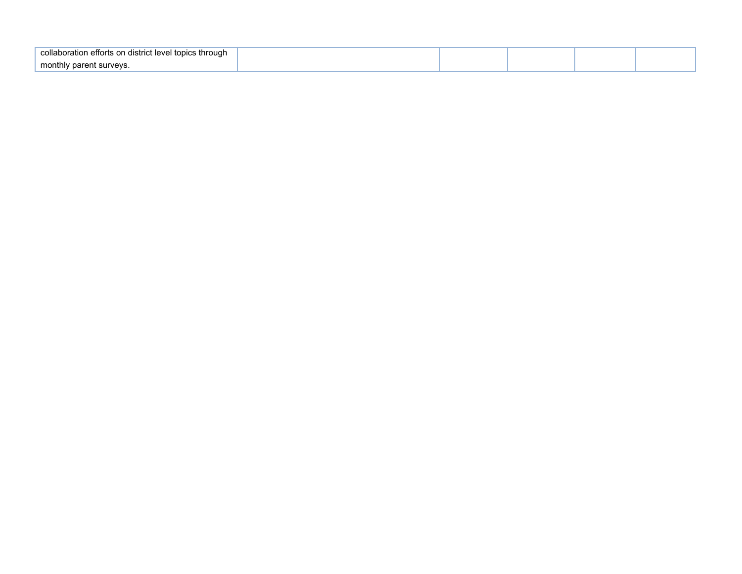| | | | | | |
|---|---|---|---|---|---|
| collaboration efforts on district level topics through monthly parent surveys. | | | | | |